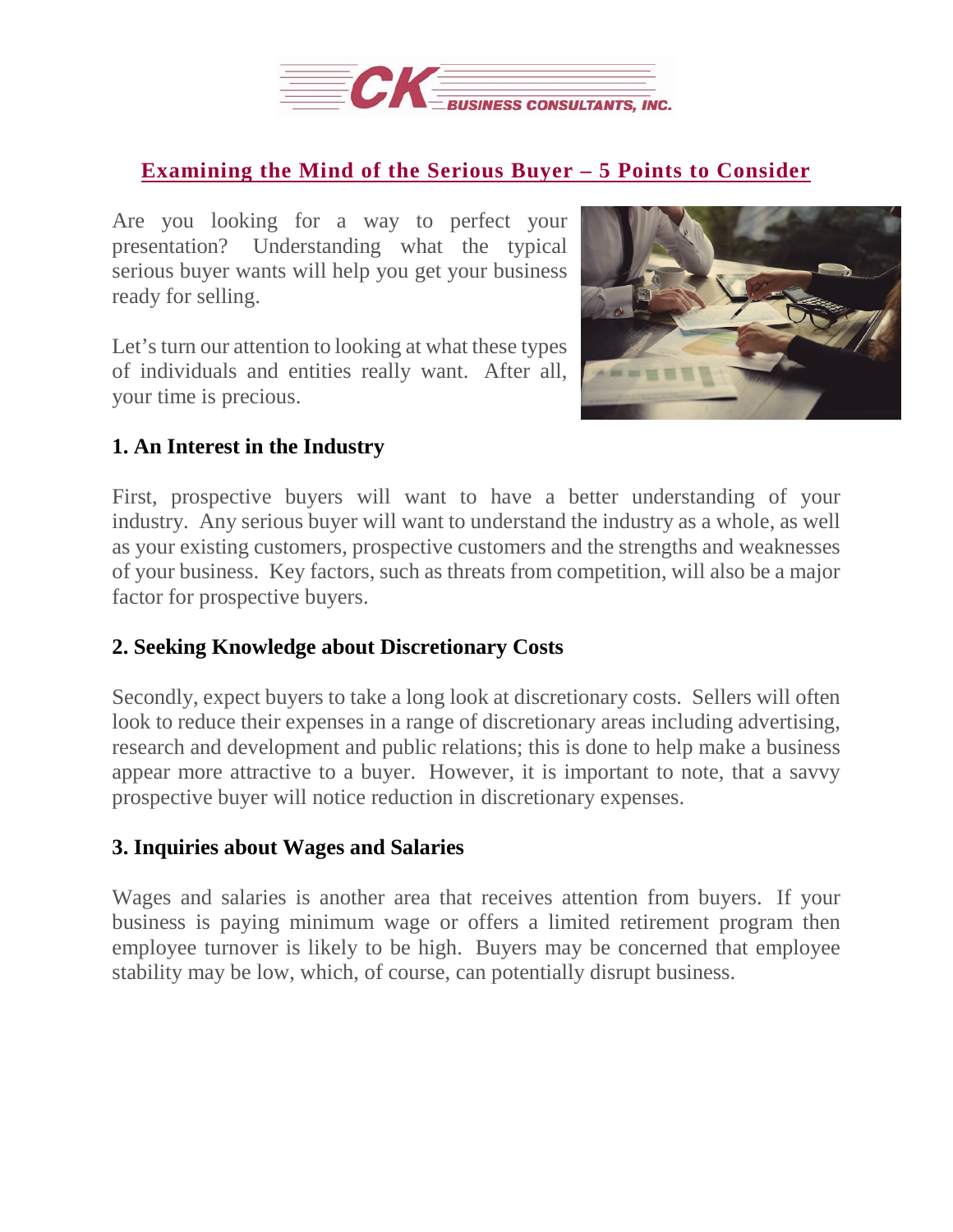# Examining the Mind of the Serious Buyer – 5 Points to Consider

Are you looking for a way to perfect your presentation? Understanding what the typical serious buyer wants will help you get your business ready for selling.

Let's turn our attention to looking at what these types of individuals and entities really want. After all, your time is precious.

## 1. An Interest in the Industry

First, prospective buyers will want to have a better understanding of your industry. Any serious buyer will want to understand the industry as a whole, as well as your existing customers, prospective customers and the strengths and weaknesses of your business. Key factors, such as threats from competition, will also be a major factor for prospective buyers.

## 2. Seeking Knowledge about Discretionary Costs

Secondly, expect buyers to take a long look at discretionary costs. Sellers will often look to reduce their expenses in a range of discretionary areas including advertising, research and development and public relations; this is done to help make a business appear more attractive to a buyer. However, it is important to note, that a savvy prospective buyer will notice reduction in discretionary expenses.

## 3. Inquiries about Wages and Salaries

Wages and salaries is another area that receives attention from buyers. If your business is paying minimum wage or offers a limited retirement program then employee turnover is likely to be high. Buyers may be concerned that employee stability may be low, which, of course, can potentially disrupt business.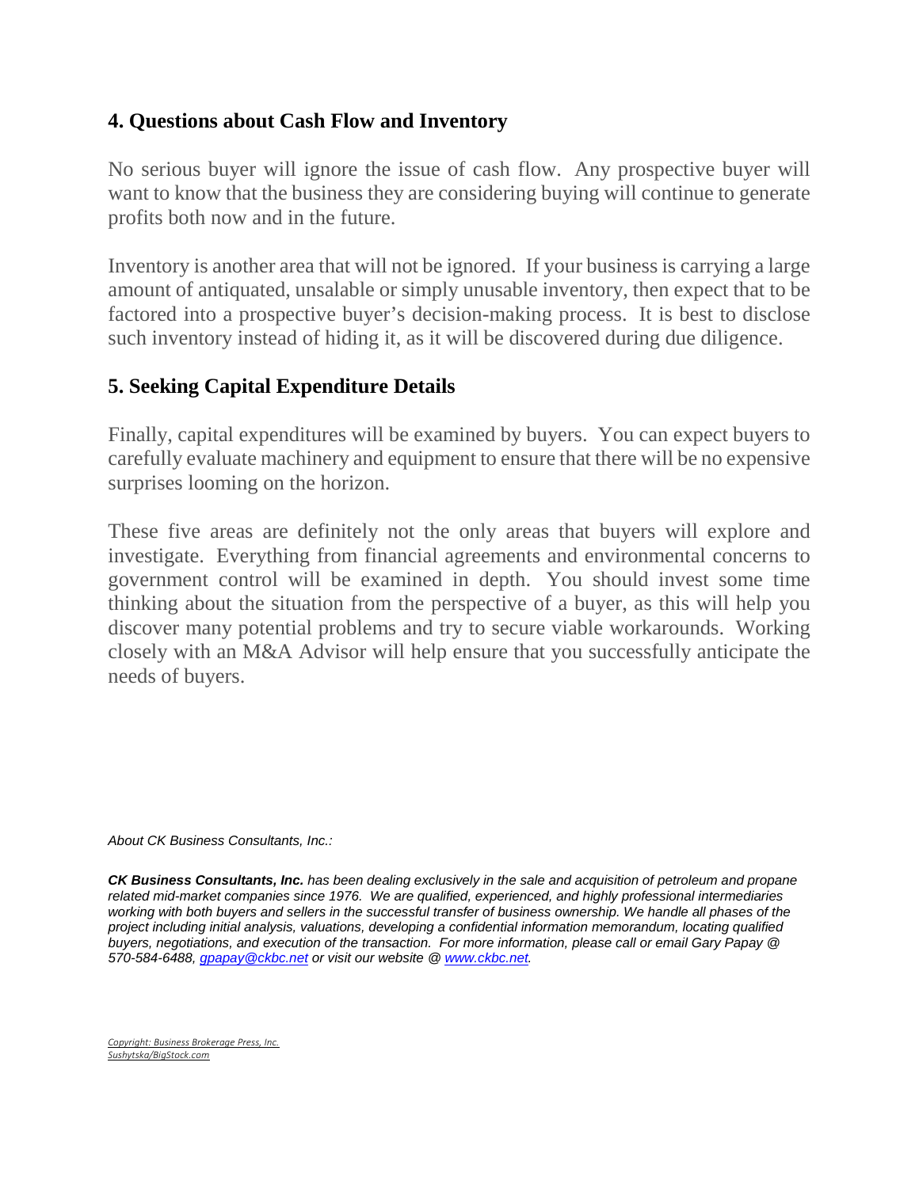## 4. Questions about Cash Flow and Inventory

No serious buyer will ignore the issue of cash flow. Any prospective buyer will want to know that the business they are considering buying will continue to generate profits both now and in the future.

Inventory is another area that will not be ignored. If your business is carrying a large amount of antiquated, unsalable or simply unusable inventory, then expect that to be factored into a prospective buyer's decision-making process. It is best to disclose such inventory instead of hiding it, as it will be discovered during due diligence.

## 5. Seeking Capital Expenditure Details

Finally, capital expenditures will be examined by buyers. You can expect buyers to carefully evaluate machinery and equipment to ensure that there will be no expensive surprises looming on the horizon.

These five areas are definitely not the only areas that buyers will explore and investigate. Everything from financial agreements and environmental concerns to government control will be examined in depth. You should invest some time thinking about the situation from the perspective of a buyer, as this will help you discover many potential problems and try to secure viable workarounds. Working closely with an M&A Advisor will help ensure that you successfully anticipate the needs of buyers.

*About CK Business Consultants, Inc.:*

***CK Business Consultants, Inc.*** *has been dealing exclusively in the sale and acquisition of petroleum and propane related mid-market companies since 1976. We are qualified, experienced, and highly professional intermediaries working with both buyers and sellers in the successful transfer of business ownership. We handle all phases of the project including initial analysis, valuations, developing a confidential information memorandum, locating qualified buyers, negotiations, and execution of the transaction. For more information, please call or email Gary Papay @ 570-584-6488, [gpapay@ckbc.net](mailto:gpapay@ckbc.net) or visit our website @ [www.ckbc.net](http://www.ckbc.net).*

*Copyright: Business Brokerage Press, Inc.*
*Sushytska/BigStock.com*